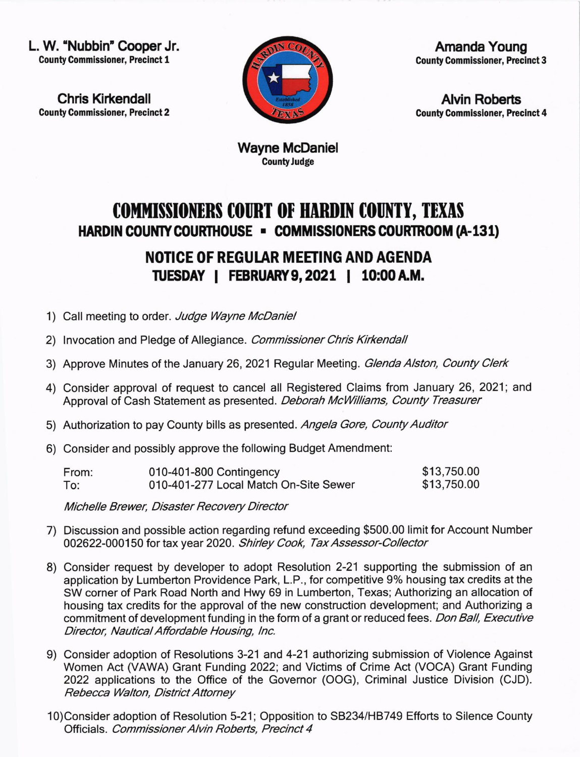**L. W. "Nubbin" Cooper Jr.**
County Commissioner, Precinct 1

**Chris Kirkendall**
County Commissioner, Precinct 2

**Amanda Young**
County Commissioner, Precinct 3

**Alvin Roberts**
County Commissioner, Precinct 4

**Wayne McDaniel**
County Judge

# COMMISSIONERS COURT OF HARDIN COUNTY, TEXAS

## HARDIN COUNTY COURTHOUSE ▪ COMMISSIONERS COURTROOM (A-131)

## NOTICE OF REGULAR MEETING AND AGENDA

## TUESDAY | FEBRUARY 9, 2021 | 10:00 A.M.

1) Call meeting to order. *Judge Wayne McDaniel*

2) Invocation and Pledge of Allegiance. *Commissioner Chris Kirkendall*

3) Approve Minutes of the January 26, 2021 Regular Meeting. *Glenda Alston, County Clerk*

4) Consider approval of request to cancel all Registered Claims from January 26, 2021; and Approval of Cash Statement as presented. *Deborah McWilliams, County Treasurer*

5) Authorization to pay County bills as presented. *Angela Gore, County Auditor*

6) Consider and possibly approve the following Budget Amendment:

| | | |
|---|---|---|
| From: | 010-401-800 Contingency | $13,750.00 |
| To: | 010-401-277 Local Match On-Site Sewer | $13,750.00 |

*Michelle Brewer, Disaster Recovery Director*

7) Discussion and possible action regarding refund exceeding $500.00 limit for Account Number 002622-000150 for tax year 2020. *Shirley Cook, Tax Assessor-Collector*

8) Consider request by developer to adopt Resolution 2-21 supporting the submission of an application by Lumberton Providence Park, L.P., for competitive 9% housing tax credits at the SW corner of Park Road North and Hwy 69 in Lumberton, Texas; Authorizing an allocation of housing tax credits for the approval of the new construction development; and Authorizing a commitment of development funding in the form of a grant or reduced fees. *Don Ball, Executive Director, Nautical Affordable Housing, Inc.*

9) Consider adoption of Resolutions 3-21 and 4-21 authorizing submission of Violence Against Women Act (VAWA) Grant Funding 2022; and Victims of Crime Act (VOCA) Grant Funding 2022 applications to the Office of the Governor (OOG), Criminal Justice Division (CJD). *Rebecca Walton, District Attorney*

10) Consider adoption of Resolution 5-21; Opposition to SB234/HB749 Efforts to Silence County Officials. *Commissioner Alvin Roberts, Precinct 4*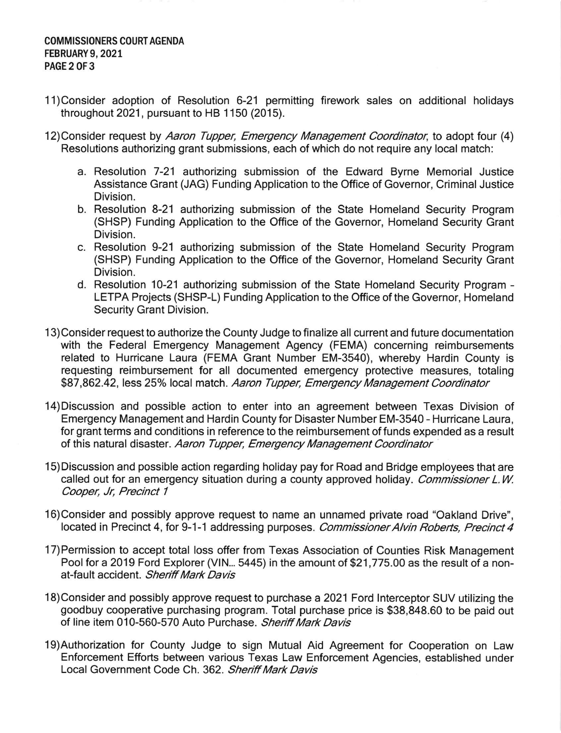11) Consider adoption of Resolution 6-21 permitting firework sales on additional holidays throughout 2021, pursuant to HB 1150 (2015).

12) Consider request by *Aaron Tupper, Emergency Management Coordinator*, to adopt four (4) Resolutions authorizing grant submissions, each of which do not require any local match:

    a. Resolution 7-21 authorizing submission of the Edward Byrne Memorial Justice Assistance Grant (JAG) Funding Application to the Office of Governor, Criminal Justice Division.
    b. Resolution 8-21 authorizing submission of the State Homeland Security Program (SHSP) Funding Application to the Office of the Governor, Homeland Security Grant Division.
    c. Resolution 9-21 authorizing submission of the State Homeland Security Program (SHSP) Funding Application to the Office of the Governor, Homeland Security Grant Division.
    d. Resolution 10-21 authorizing submission of the State Homeland Security Program - LETPA Projects (SHSP-L) Funding Application to the Office of the Governor, Homeland Security Grant Division.

13) Consider request to authorize the County Judge to finalize all current and future documentation with the Federal Emergency Management Agency (FEMA) concerning reimbursements related to Hurricane Laura (FEMA Grant Number EM-3540), whereby Hardin County is requesting reimbursement for all documented emergency protective measures, totaling $87,862.42, less 25% local match. *Aaron Tupper, Emergency Management Coordinator*

14) Discussion and possible action to enter into an agreement between Texas Division of Emergency Management and Hardin County for Disaster Number EM-3540 - Hurricane Laura, for grant terms and conditions in reference to the reimbursement of funds expended as a result of this natural disaster. *Aaron Tupper, Emergency Management Coordinator*

15) Discussion and possible action regarding holiday pay for Road and Bridge employees that are called out for an emergency situation during a county approved holiday. *Commissioner L.W. Cooper, Jr, Precinct 1*

16) Consider and possibly approve request to name an unnamed private road "Oakland Drive", located in Precinct 4, for 9-1-1 addressing purposes. *Commissioner Alvin Roberts, Precinct 4*

17) Permission to accept total loss offer from Texas Association of Counties Risk Management Pool for a 2019 Ford Explorer (VIN... 5445) in the amount of $21,775.00 as the result of a non-at-fault accident. *Sheriff Mark Davis*

18) Consider and possibly approve request to purchase a 2021 Ford Interceptor SUV utilizing the goodbuy cooperative purchasing program. Total purchase price is $38,848.60 to be paid out of line item 010-560-570 Auto Purchase. *Sheriff Mark Davis*

19) Authorization for County Judge to sign Mutual Aid Agreement for Cooperation on Law Enforcement Efforts between various Texas Law Enforcement Agencies, established under Local Government Code Ch. 362. *Sheriff Mark Davis*